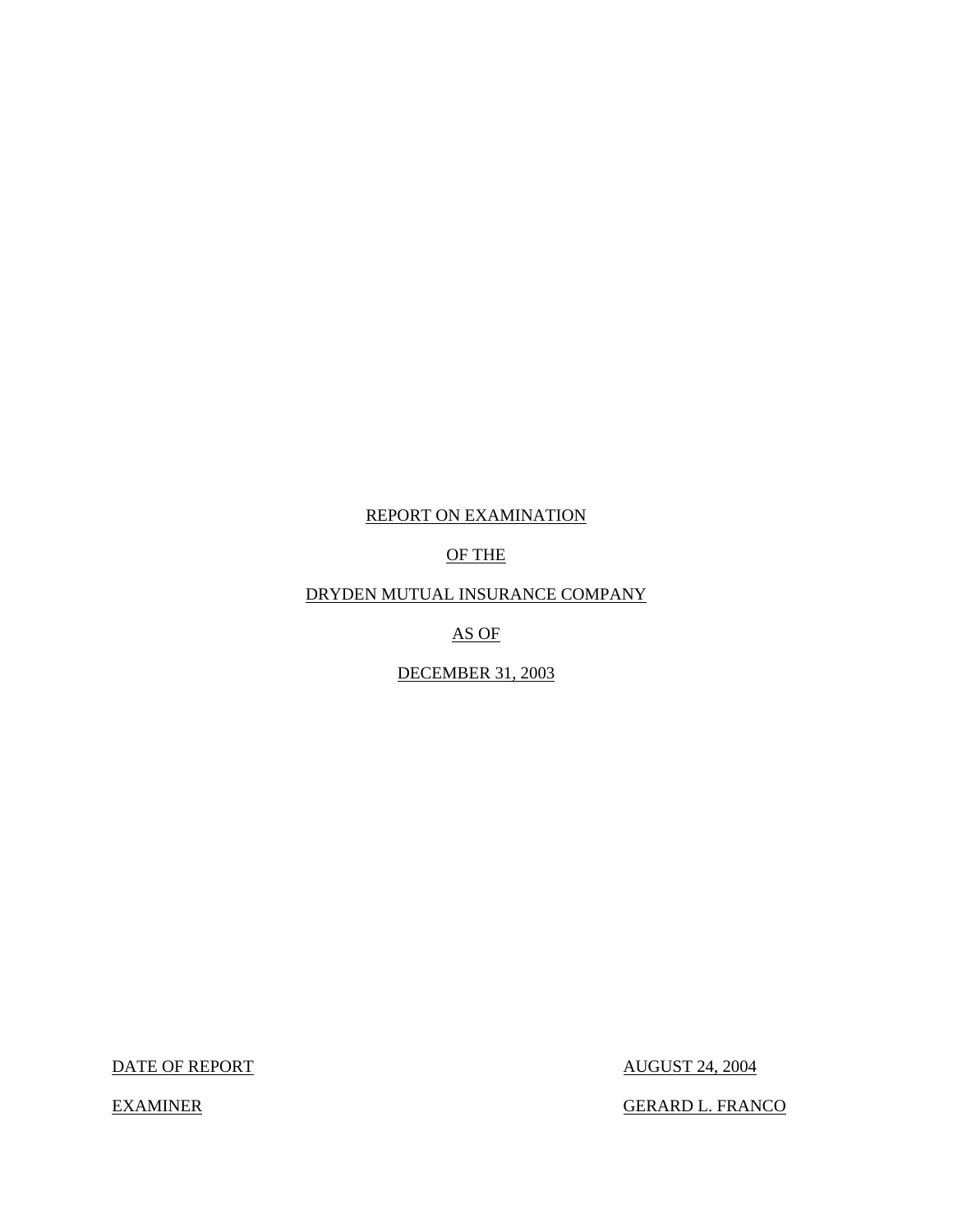REPORT ON EXAMINATION

OF THE

DRYDEN MUTUAL INSURANCE COMPANY

AS OF

DECEMBER 31, 2003

DATE OF REPORT AUGUST 24, 2004

EXAMINER GERARD L. FRANCO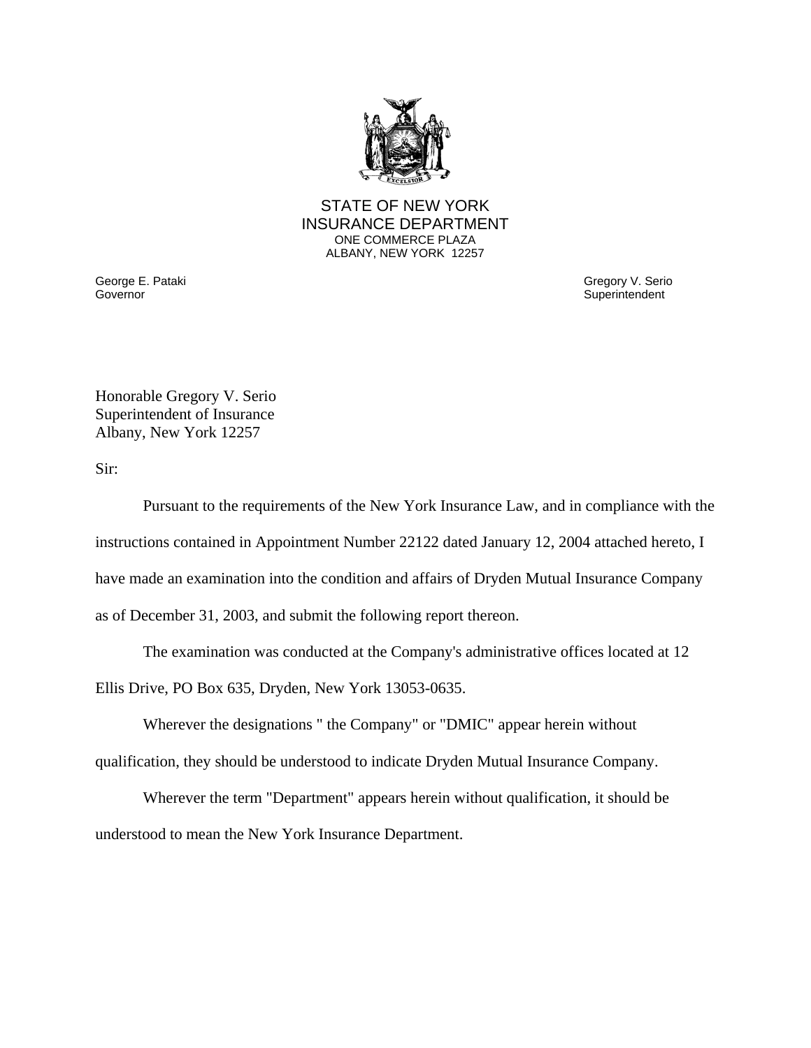STATE OF NEW YORK
INSURANCE DEPARTMENT
ONE COMMERCE PLAZA
ALBANY, NEW YORK 12257

George E. Pataki
Governor

Gregory V. Serio
Superintendent

Honorable Gregory V. Serio
Superintendent of Insurance
Albany, New York 12257

Sir:

Pursuant to the requirements of the New York Insurance Law, and in compliance with the instructions contained in Appointment Number 22122 dated January 12, 2004 attached hereto, I have made an examination into the condition and affairs of Dryden Mutual Insurance Company as of December 31, 2003, and submit the following report thereon.

The examination was conducted at the Company's administrative offices located at 12 Ellis Drive, PO Box 635, Dryden, New York 13053-0635.

Wherever the designations " the Company" or "DMIC" appear herein without qualification, they should be understood to indicate Dryden Mutual Insurance Company.

Wherever the term "Department" appears herein without qualification, it should be understood to mean the New York Insurance Department.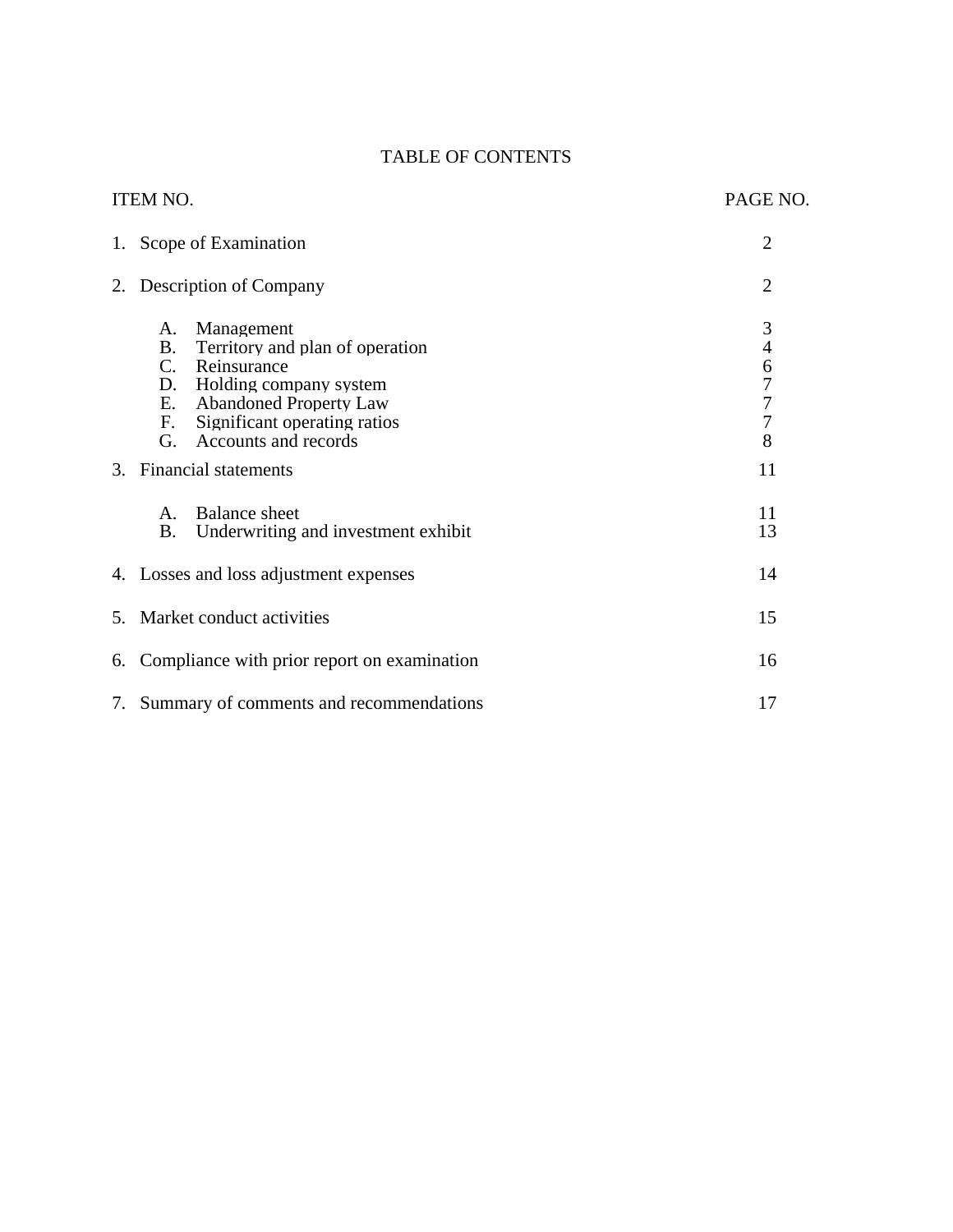# TABLE OF CONTENTS

| ITEM NO. | | PAGE NO. |
|---|---|---|
| 1. | Scope of Examination | 2 |
| 2. | Description of Company | 2 |
| | A. Management | 3 |
| | B. Territory and plan of operation | 4 |
| | C. Reinsurance | 6 |
| | D. Holding company system | 7 |
| | E. Abandoned Property Law | 7 |
| | F. Significant operating ratios | 7 |
| | G. Accounts and records | 8 |
| 3. | Financial statements | 11 |
| | A. Balance sheet | 11 |
| | B. Underwriting and investment exhibit | 13 |
| 4. | Losses and loss adjustment expenses | 14 |
| 5. | Market conduct activities | 15 |
| 6. | Compliance with prior report on examination | 16 |
| 7. | Summary of comments and recommendations | 17 |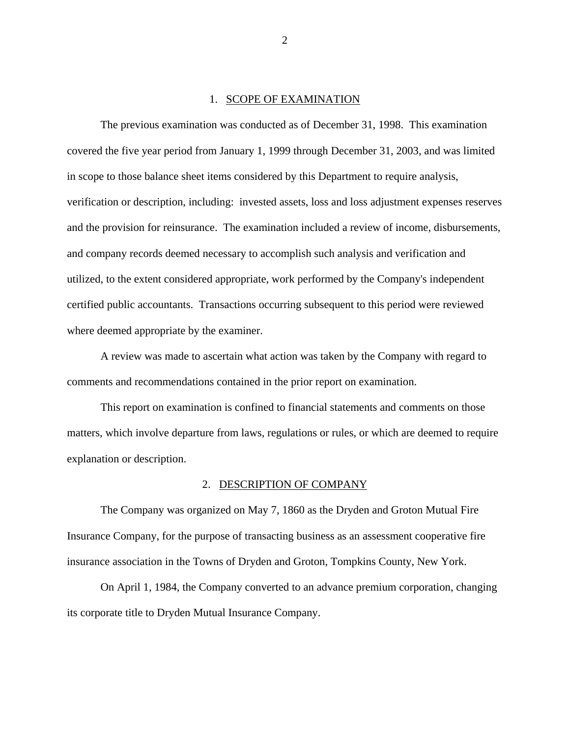## 1. SCOPE OF EXAMINATION

The previous examination was conducted as of December 31, 1998. This examination covered the five year period from January 1, 1999 through December 31, 2003, and was limited in scope to those balance sheet items considered by this Department to require analysis, verification or description, including: invested assets, loss and loss adjustment expenses reserves and the provision for reinsurance. The examination included a review of income, disbursements, and company records deemed necessary to accomplish such analysis and verification and utilized, to the extent considered appropriate, work performed by the Company's independent certified public accountants. Transactions occurring subsequent to this period were reviewed where deemed appropriate by the examiner.

A review was made to ascertain what action was taken by the Company with regard to comments and recommendations contained in the prior report on examination.

This report on examination is confined to financial statements and comments on those matters, which involve departure from laws, regulations or rules, or which are deemed to require explanation or description.

## 2. DESCRIPTION OF COMPANY

The Company was organized on May 7, 1860 as the Dryden and Groton Mutual Fire Insurance Company, for the purpose of transacting business as an assessment cooperative fire insurance association in the Towns of Dryden and Groton, Tompkins County, New York.

On April 1, 1984, the Company converted to an advance premium corporation, changing its corporate title to Dryden Mutual Insurance Company.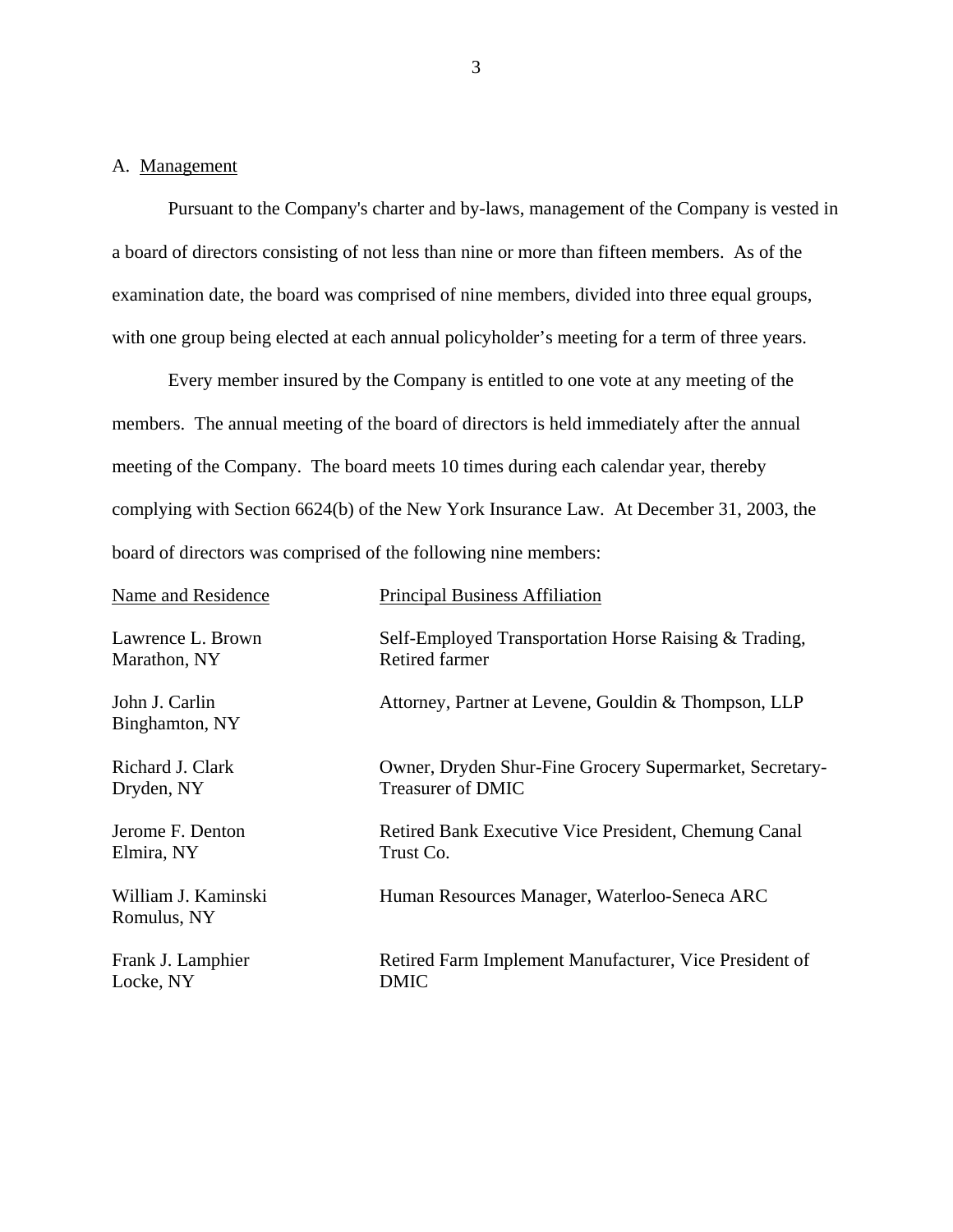A. Management

Pursuant to the Company's charter and by-laws, management of the Company is vested in a board of directors consisting of not less than nine or more than fifteen members. As of the examination date, the board was comprised of nine members, divided into three equal groups, with one group being elected at each annual policyholder's meeting for a term of three years.

Every member insured by the Company is entitled to one vote at any meeting of the members. The annual meeting of the board of directors is held immediately after the annual meeting of the Company. The board meets 10 times during each calendar year, thereby complying with Section 6624(b) of the New York Insurance Law. At December 31, 2003, the board of directors was comprised of the following nine members:

| Name and Residence | Principal Business Affiliation |
|---|---|
| Lawrence L. Brown<br>Marathon, NY | Self-Employed Transportation Horse Raising & Trading, Retired farmer |
| John J. Carlin<br>Binghamton, NY | Attorney, Partner at Levene, Gouldin & Thompson, LLP |
| Richard J. Clark<br>Dryden, NY | Owner, Dryden Shur-Fine Grocery Supermarket, Secretary-Treasurer of DMIC |
| Jerome F. Denton<br>Elmira, NY | Retired Bank Executive Vice President, Chemung Canal Trust Co. |
| William J. Kaminski<br>Romulus, NY | Human Resources Manager, Waterloo-Seneca ARC |
| Frank J. Lamphier<br>Locke, NY | Retired Farm Implement Manufacturer, Vice President of DMIC |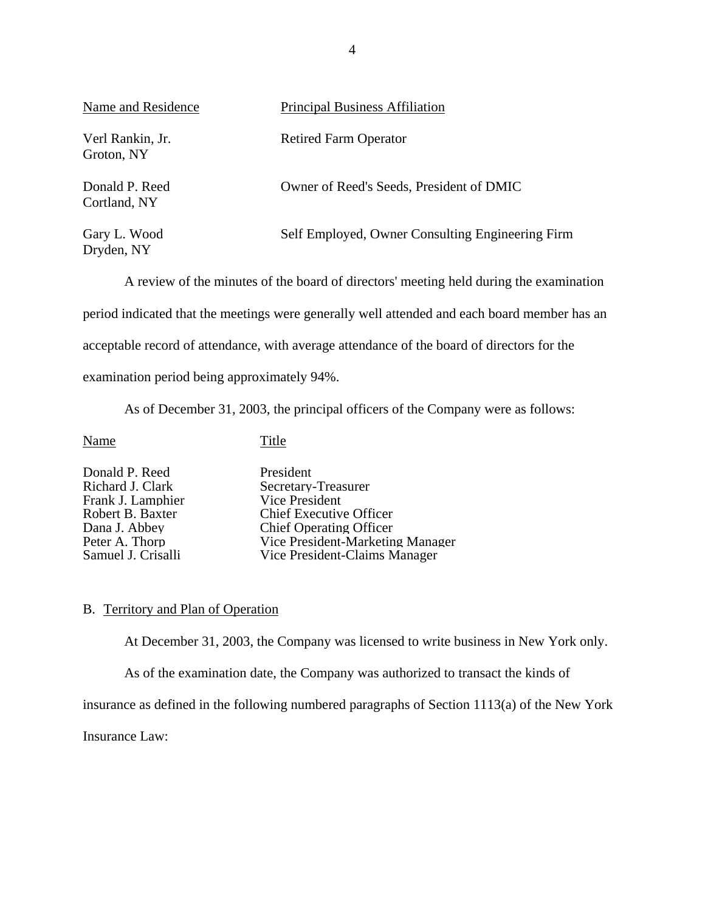| Name and Residence | Principal Business Affiliation |
|---|---|
| Verl Rankin, Jr.<br>Groton, NY | Retired Farm Operator |
| Donald P. Reed<br>Cortland, NY | Owner of Reed's Seeds, President of DMIC |
| Gary L. Wood<br>Dryden, NY | Self Employed, Owner Consulting Engineering Firm |

A review of the minutes of the board of directors' meeting held during the examination period indicated that the meetings were generally well attended and each board member has an acceptable record of attendance, with average attendance of the board of directors for the examination period being approximately 94%.

As of December 31, 2003, the principal officers of the Company were as follows:

| Name | Title |
|---|---|
| Donald P. Reed | President |
| Richard J. Clark | Secretary-Treasurer |
| Frank J. Lamphier | Vice President |
| Robert B. Baxter | Chief Executive Officer |
| Dana J. Abbey | Chief Operating Officer |
| Peter A. Thorp | Vice President-Marketing Manager |
| Samuel J. Crisalli | Vice President-Claims Manager |

## B. Territory and Plan of Operation

At December 31, 2003, the Company was licensed to write business in New York only.

As of the examination date, the Company was authorized to transact the kinds of insurance as defined in the following numbered paragraphs of Section 1113(a) of the New York Insurance Law: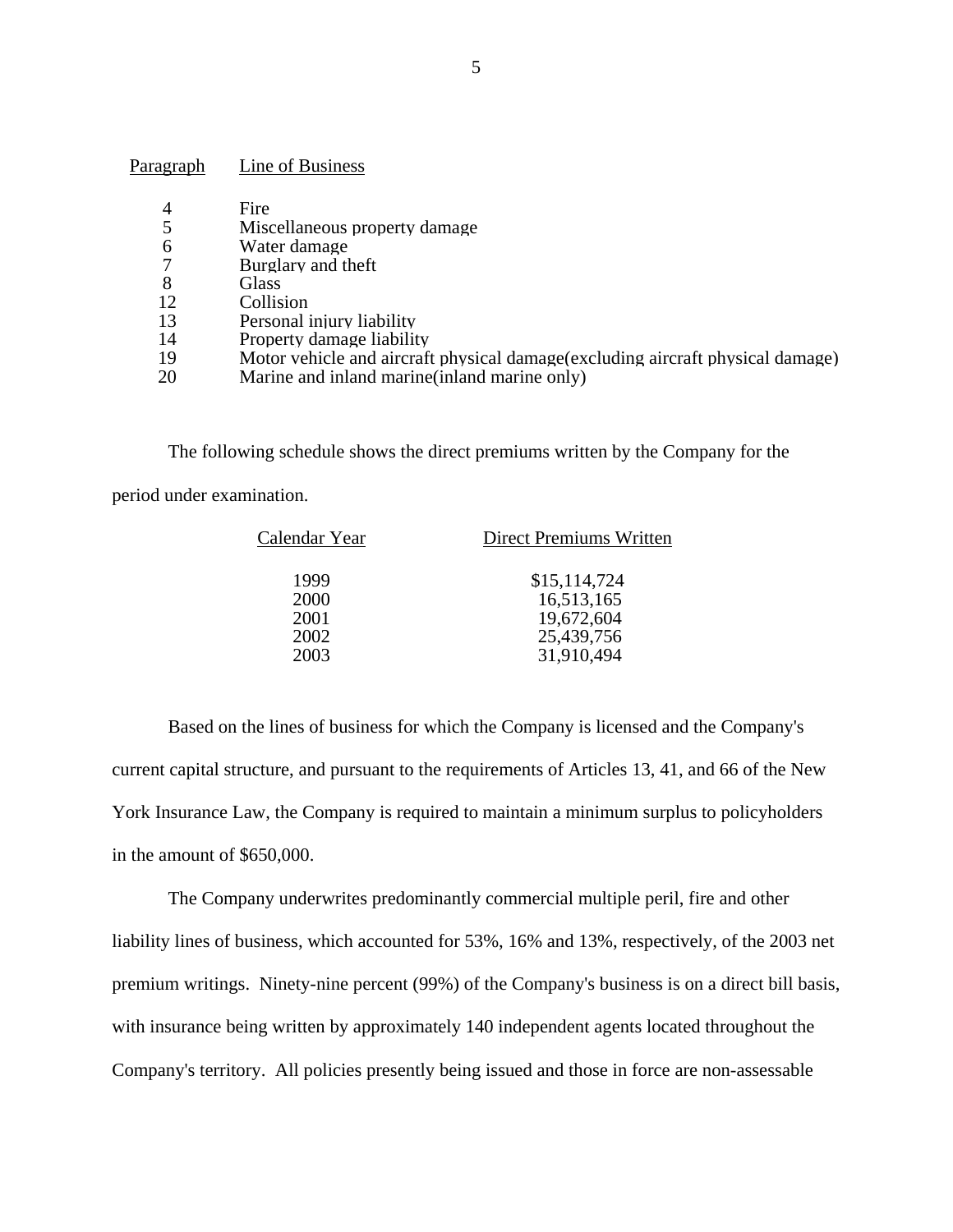| Paragraph | Line of Business |
|---|---|
| 4 | Fire |
| 5 | Miscellaneous property damage |
| 6 | Water damage |
| 7 | Burglary and theft |
| 8 | Glass |
| 12 | Collision |
| 13 | Personal injury liability |
| 14 | Property damage liability |
| 19 | Motor vehicle and aircraft physical damage(excluding aircraft physical damage) |
| 20 | Marine and inland marine(inland marine only) |

The following schedule shows the direct premiums written by the Company for the period under examination.

| Calendar Year | Direct Premiums Written |
|---|---|
| 1999 | $15,114,724 |
| 2000 | 16,513,165 |
| 2001 | 19,672,604 |
| 2002 | 25,439,756 |
| 2003 | 31,910,494 |

Based on the lines of business for which the Company is licensed and the Company's current capital structure, and pursuant to the requirements of Articles 13, 41, and 66 of the New York Insurance Law, the Company is required to maintain a minimum surplus to policyholders in the amount of $650,000.

The Company underwrites predominantly commercial multiple peril, fire and other liability lines of business, which accounted for 53%, 16% and 13%, respectively, of the 2003 net premium writings. Ninety-nine percent (99%) of the Company's business is on a direct bill basis, with insurance being written by approximately 140 independent agents located throughout the Company's territory. All policies presently being issued and those in force are non-assessable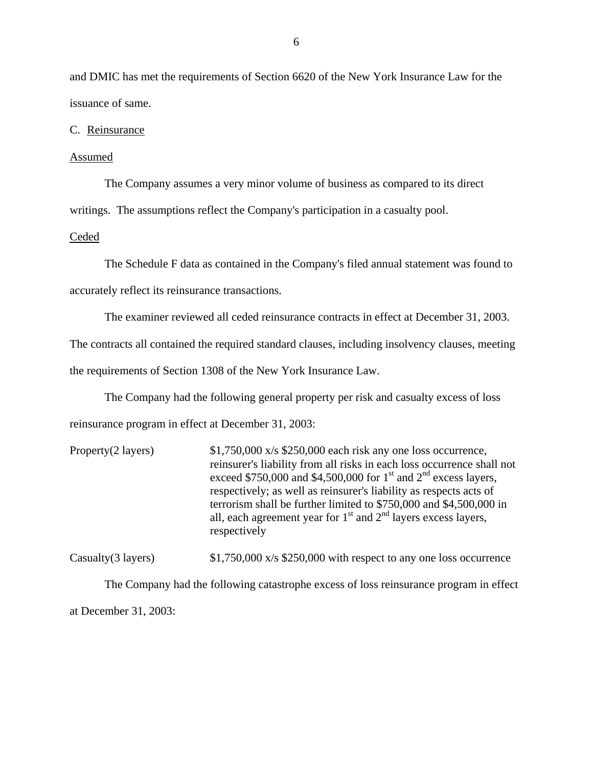and DMIC has met the requirements of Section 6620 of the New York Insurance Law for the issuance of same.

C. Reinsurance

Assumed

The Company assumes a very minor volume of business as compared to its direct writings. The assumptions reflect the Company's participation in a casualty pool.

Ceded

The Schedule F data as contained in the Company's filed annual statement was found to accurately reflect its reinsurance transactions.

The examiner reviewed all ceded reinsurance contracts in effect at December 31, 2003. The contracts all contained the required standard clauses, including insolvency clauses, meeting the requirements of Section 1308 of the New York Insurance Law.

The Company had the following general property per risk and casualty excess of loss reinsurance program in effect at December 31, 2003:

| | |
|---|---|
| Property(2 layers) | $1,750,000 x/s $250,000 each risk any one loss occurrence, reinsurer's liability from all risks in each loss occurrence shall not exceed $750,000 and $4,500,000 for 1st and 2nd excess layers, respectively; as well as reinsurer's liability as respects acts of terrorism shall be further limited to $750,000 and $4,500,000 in all, each agreement year for 1st and 2nd layers excess layers, respectively |
| Casualty(3 layers) | $1,750,000 x/s $250,000 with respect to any one loss occurrence |

The Company had the following catastrophe excess of loss reinsurance program in effect at December 31, 2003: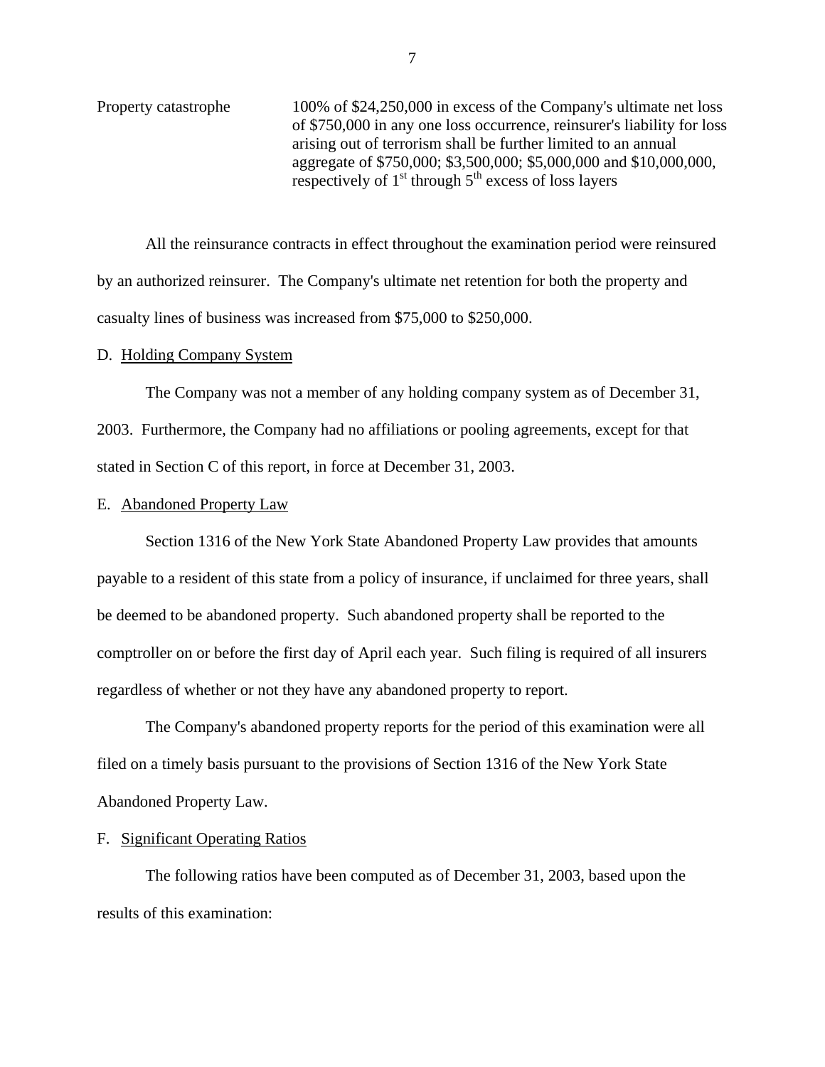| | |
|---|---|
| Property catastrophe | 100% of $24,250,000 in excess of the Company's ultimate net loss of $750,000 in any one loss occurrence, reinsurer's liability for loss arising out of terrorism shall be further limited to an annual aggregate of $750,000; $3,500,000; $5,000,000 and $10,000,000, respectively of 1st through 5th excess of loss layers |

All the reinsurance contracts in effect throughout the examination period were reinsured by an authorized reinsurer. The Company's ultimate net retention for both the property and casualty lines of business was increased from $75,000 to $250,000.

D. Holding Company System

The Company was not a member of any holding company system as of December 31, 2003. Furthermore, the Company had no affiliations or pooling agreements, except for that stated in Section C of this report, in force at December 31, 2003.

E. Abandoned Property Law

Section 1316 of the New York State Abandoned Property Law provides that amounts payable to a resident of this state from a policy of insurance, if unclaimed for three years, shall be deemed to be abandoned property. Such abandoned property shall be reported to the comptroller on or before the first day of April each year. Such filing is required of all insurers regardless of whether or not they have any abandoned property to report.

The Company's abandoned property reports for the period of this examination were all filed on a timely basis pursuant to the provisions of Section 1316 of the New York State Abandoned Property Law.

F. Significant Operating Ratios

The following ratios have been computed as of December 31, 2003, based upon the results of this examination: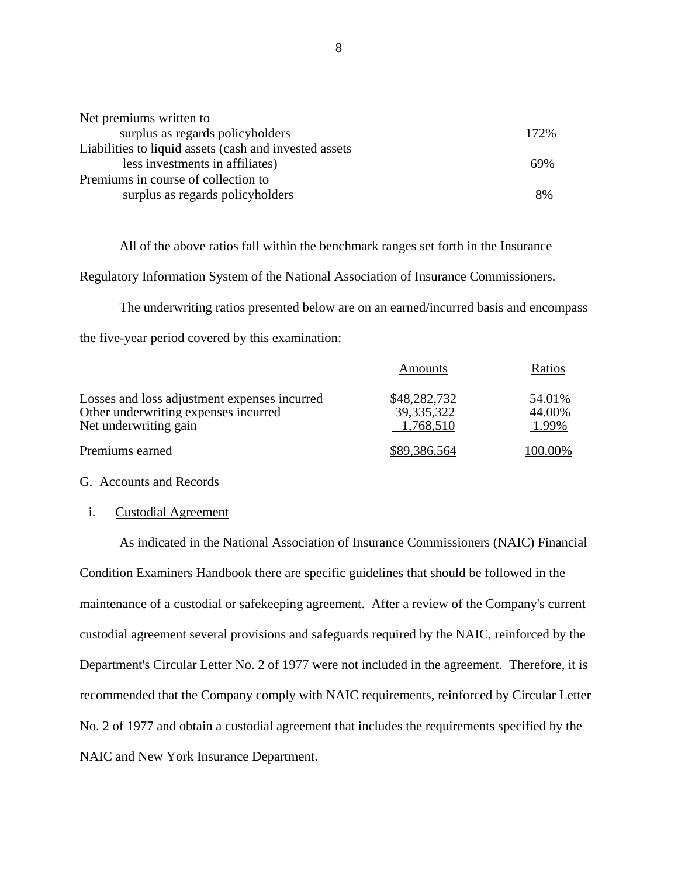| | |
|---|---|
| Net premiums written to surplus as regards policyholders | 172% |
| Liabilities to liquid assets (cash and invested assets less investments in affiliates) | 69% |
| Premiums in course of collection to surplus as regards policyholders | 8% |

All of the above ratios fall within the benchmark ranges set forth in the Insurance Regulatory Information System of the National Association of Insurance Commissioners.

The underwriting ratios presented below are on an earned/incurred basis and encompass the five-year period covered by this examination:

| | Amounts | Ratios |
|---|---|---|
| Losses and loss adjustment expenses incurred | $48,282,732 | 54.01% |
| Other underwriting expenses incurred | 39,335,322 | 44.00% |
| Net underwriting gain | 1,768,510 | 1.99% |
| Premiums earned | $89,386,564 | 100.00% |

G. Accounts and Records

i. Custodial Agreement

As indicated in the National Association of Insurance Commissioners (NAIC) Financial Condition Examiners Handbook there are specific guidelines that should be followed in the maintenance of a custodial or safekeeping agreement. After a review of the Company's current custodial agreement several provisions and safeguards required by the NAIC, reinforced by the Department's Circular Letter No. 2 of 1977 were not included in the agreement. Therefore, it is recommended that the Company comply with NAIC requirements, reinforced by Circular Letter No. 2 of 1977 and obtain a custodial agreement that includes the requirements specified by the NAIC and New York Insurance Department.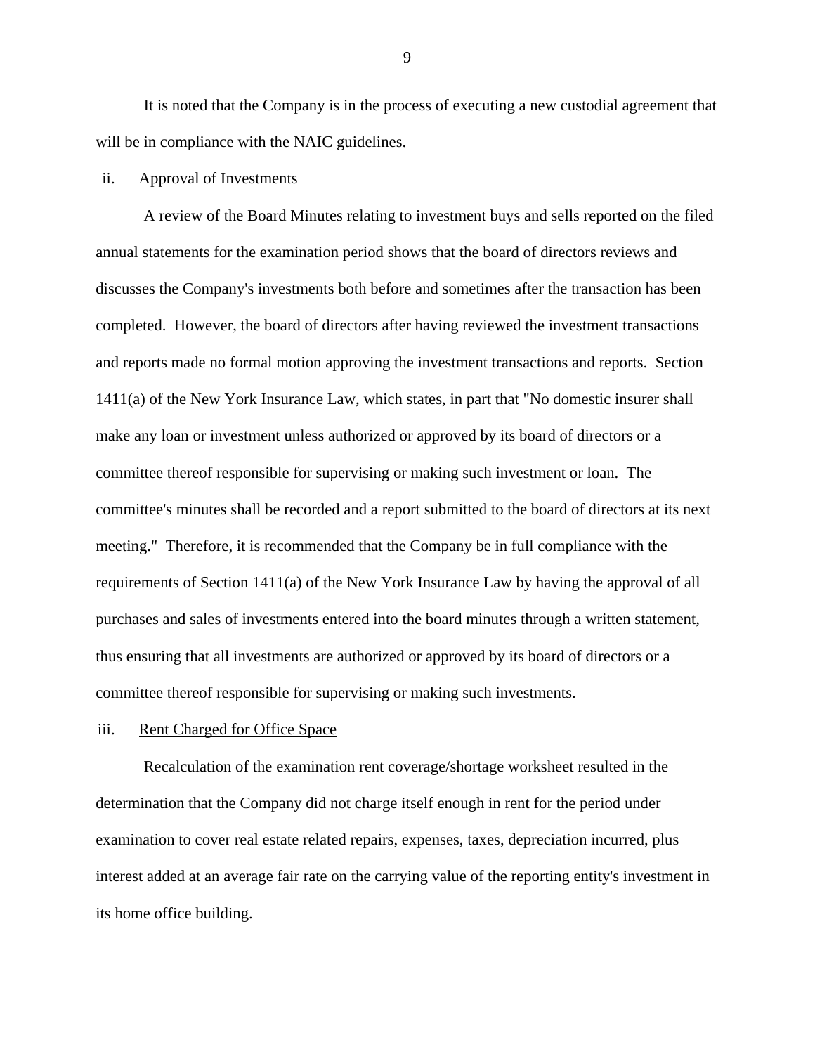It is noted that the Company is in the process of executing a new custodial agreement that will be in compliance with the NAIC guidelines.

ii. <u>Approval of Investments</u>

A review of the Board Minutes relating to investment buys and sells reported on the filed annual statements for the examination period shows that the board of directors reviews and discusses the Company's investments both before and sometimes after the transaction has been completed. However, the board of directors after having reviewed the investment transactions and reports made no formal motion approving the investment transactions and reports. Section 1411(a) of the New York Insurance Law, which states, in part that "No domestic insurer shall make any loan or investment unless authorized or approved by its board of directors or a committee thereof responsible for supervising or making such investment or loan. The committee's minutes shall be recorded and a report submitted to the board of directors at its next meeting." Therefore, it is recommended that the Company be in full compliance with the requirements of Section 1411(a) of the New York Insurance Law by having the approval of all purchases and sales of investments entered into the board minutes through a written statement, thus ensuring that all investments are authorized or approved by its board of directors or a committee thereof responsible for supervising or making such investments.

iii. <u>Rent Charged for Office Space</u>

Recalculation of the examination rent coverage/shortage worksheet resulted in the determination that the Company did not charge itself enough in rent for the period under examination to cover real estate related repairs, expenses, taxes, depreciation incurred, plus interest added at an average fair rate on the carrying value of the reporting entity's investment in its home office building.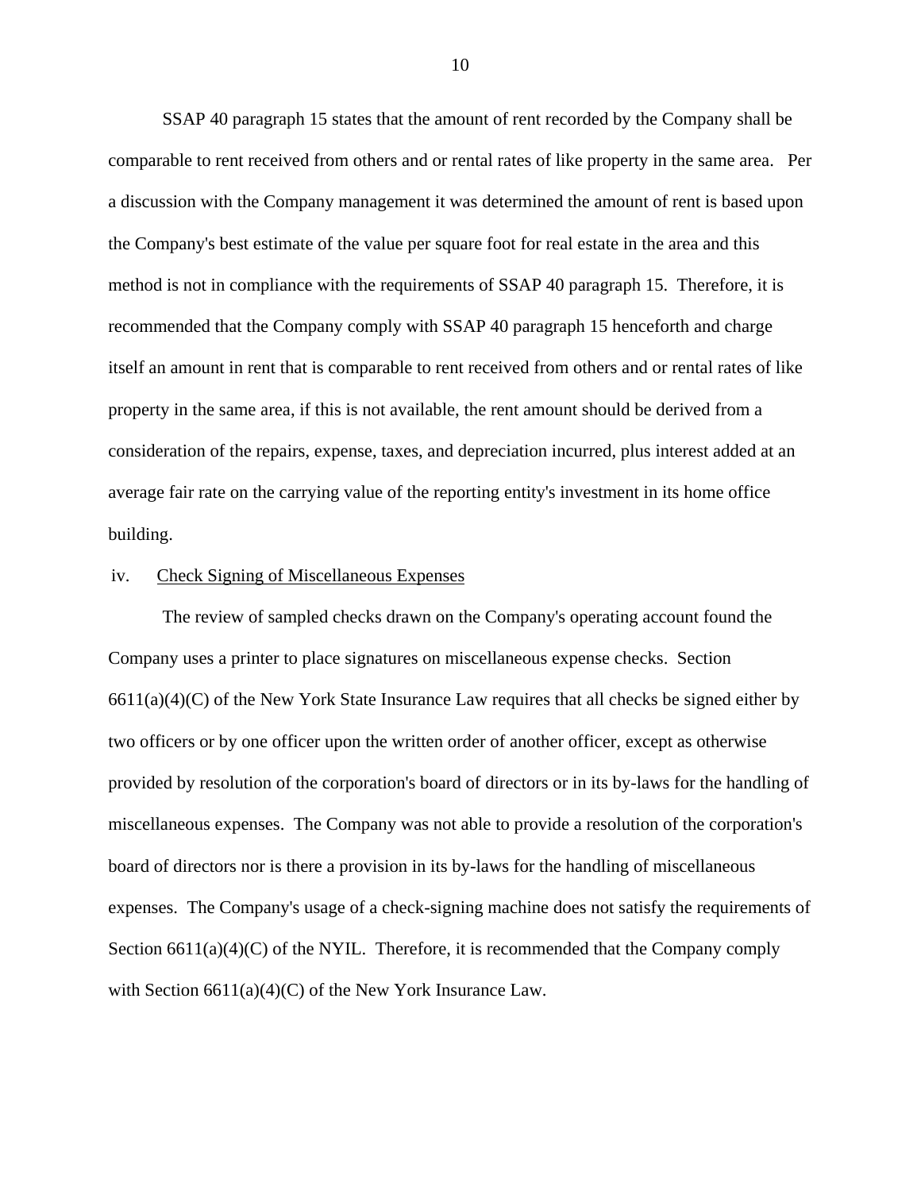SSAP 40 paragraph 15 states that the amount of rent recorded by the Company shall be comparable to rent received from others and or rental rates of like property in the same area. Per a discussion with the Company management it was determined the amount of rent is based upon the Company's best estimate of the value per square foot for real estate in the area and this method is not in compliance with the requirements of SSAP 40 paragraph 15. Therefore, it is recommended that the Company comply with SSAP 40 paragraph 15 henceforth and charge itself an amount in rent that is comparable to rent received from others and or rental rates of like property in the same area, if this is not available, the rent amount should be derived from a consideration of the repairs, expense, taxes, and depreciation incurred, plus interest added at an average fair rate on the carrying value of the reporting entity's investment in its home office building.

iv. Check Signing of Miscellaneous Expenses

The review of sampled checks drawn on the Company's operating account found the Company uses a printer to place signatures on miscellaneous expense checks. Section 6611(a)(4)(C) of the New York State Insurance Law requires that all checks be signed either by two officers or by one officer upon the written order of another officer, except as otherwise provided by resolution of the corporation's board of directors or in its by-laws for the handling of miscellaneous expenses. The Company was not able to provide a resolution of the corporation's board of directors nor is there a provision in its by-laws for the handling of miscellaneous expenses. The Company's usage of a check-signing machine does not satisfy the requirements of Section 6611(a)(4)(C) of the NYIL. Therefore, it is recommended that the Company comply with Section 6611(a)(4)(C) of the New York Insurance Law.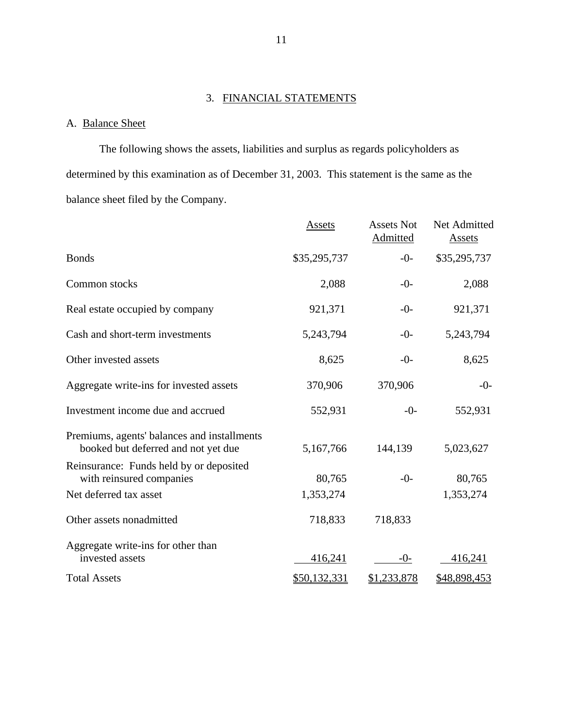## 3. FINANCIAL STATEMENTS

### A. Balance Sheet

The following shows the assets, liabilities and surplus as regards policyholders as determined by this examination as of December 31, 2003. This statement is the same as the balance sheet filed by the Company.

| | Assets | Assets Not Admitted | Net Admitted Assets |
|---|---|---|---|
| Bonds | $35,295,737 | -0- | $35,295,737 |
| Common stocks | 2,088 | -0- | 2,088 |
| Real estate occupied by company | 921,371 | -0- | 921,371 |
| Cash and short-term investments | 5,243,794 | -0- | 5,243,794 |
| Other invested assets | 8,625 | -0- | 8,625 |
| Aggregate write-ins for invested assets | 370,906 | 370,906 | -0- |
| Investment income due and accrued | 552,931 | -0- | 552,931 |
| Premiums, agents' balances and installments booked but deferred and not yet due | 5,167,766 | 144,139 | 5,023,627 |
| Reinsurance: Funds held by or deposited with reinsured companies | 80,765 | -0- | 80,765 |
| Net deferred tax asset | 1,353,274 | | 1,353,274 |
| Other assets nonadmitted | 718,833 | 718,833 | |
| Aggregate write-ins for other than invested assets | 416,241 | -0- | 416,241 |
| Total Assets | $50,132,331 | $1,233,878 | $48,898,453 |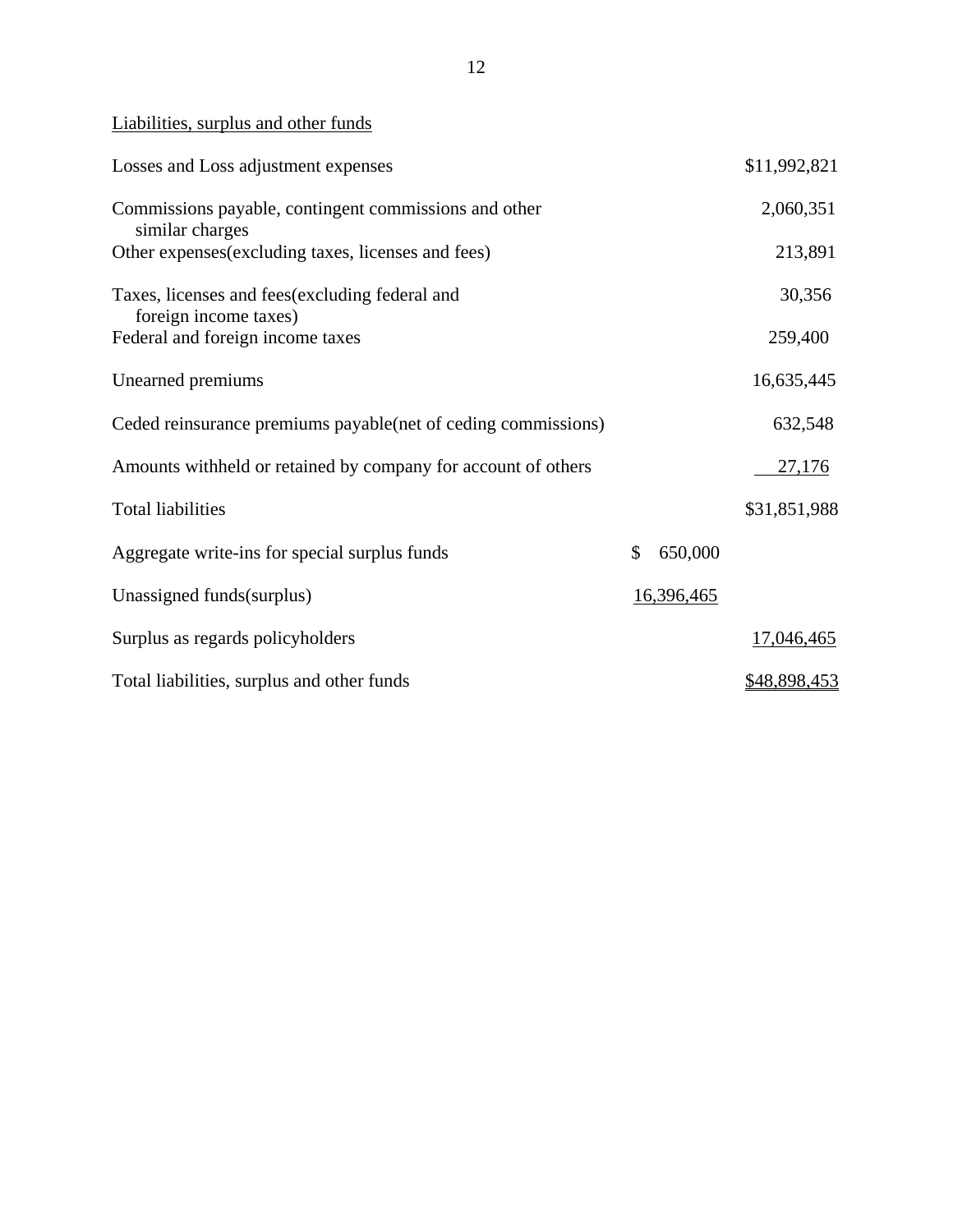Liabilities, surplus and other funds

| | | |
|---|---|---|
| Losses and Loss adjustment expenses | | $11,992,821 |
| Commissions payable, contingent commissions and other similar charges | | 2,060,351 |
| Other expenses(excluding taxes, licenses and fees) | | 213,891 |
| Taxes, licenses and fees(excluding federal and foreign income taxes) | | 30,356 |
| Federal and foreign income taxes | | 259,400 |
| Unearned premiums | | 16,635,445 |
| Ceded reinsurance premiums payable(net of ceding commissions) | | 632,548 |
| Amounts withheld or retained by company for account of others | | 27,176 |
| Total liabilities | | $31,851,988 |
| Aggregate write-ins for special surplus funds | $ 650,000 | |
| Unassigned funds(surplus) | 16,396,465 | |
| Surplus as regards policyholders | | 17,046,465 |
| Total liabilities, surplus and other funds | | $48,898,453 |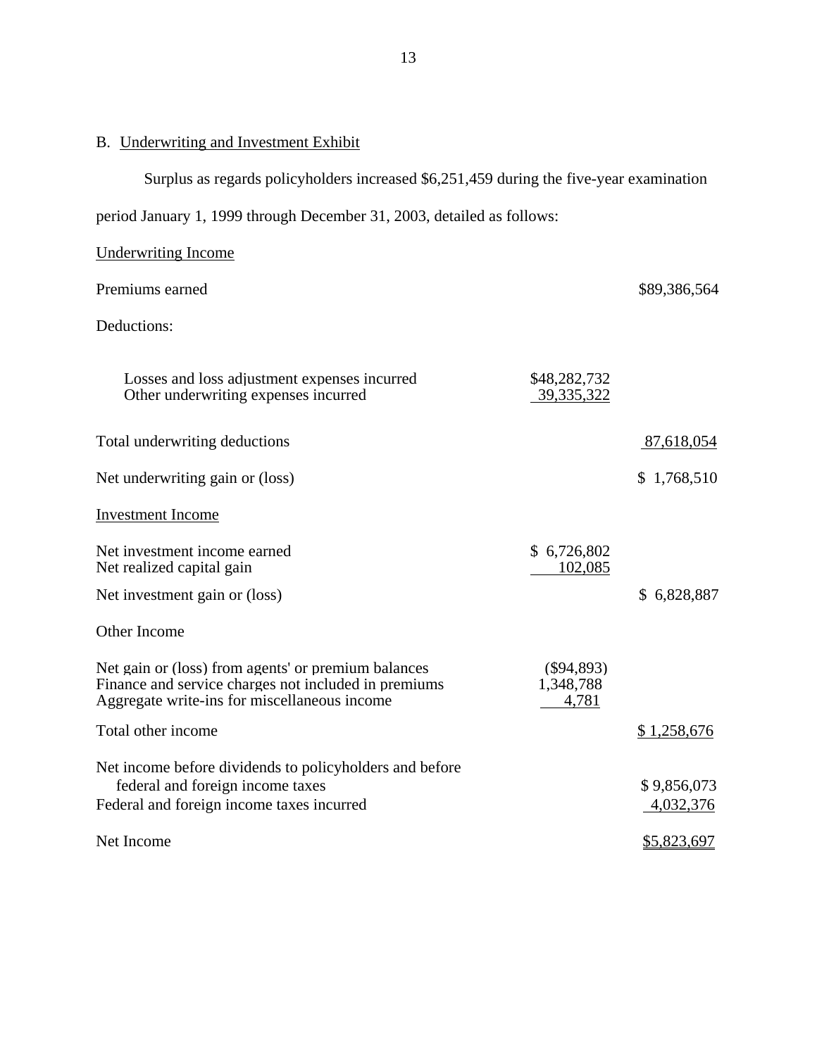B. Underwriting and Investment Exhibit

Surplus as regards policyholders increased $6,251,459 during the five-year examination period January 1, 1999 through December 31, 2003, detailed as follows:

| | | |
|---|---|---|
| Underwriting Income | | |
| Premiums earned | | $89,386,564 |
| Deductions: | | |
| Losses and loss adjustment expenses incurred | $48,282,732 | |
| Other underwriting expenses incurred | 39,335,322 | |
| Total underwriting deductions | | 87,618,054 |
| Net underwriting gain or (loss) | | $ 1,768,510 |
| Investment Income | | |
| Net investment income earned | $ 6,726,802 | |
| Net realized capital gain | 102,085 | |
| Net investment gain or (loss) | | $ 6,828,887 |
| Other Income | | |
| Net gain or (loss) from agents' or premium balances | ($94,893) | |
| Finance and service charges not included in premiums | 1,348,788 | |
| Aggregate write-ins for miscellaneous income | 4,781 | |
| Total other income | | $ 1,258,676 |
| Net income before dividends to policyholders and before federal and foreign income taxes | | $ 9,856,073 |
| Federal and foreign income taxes incurred | | 4,032,376 |
| Net Income | | $5,823,697 |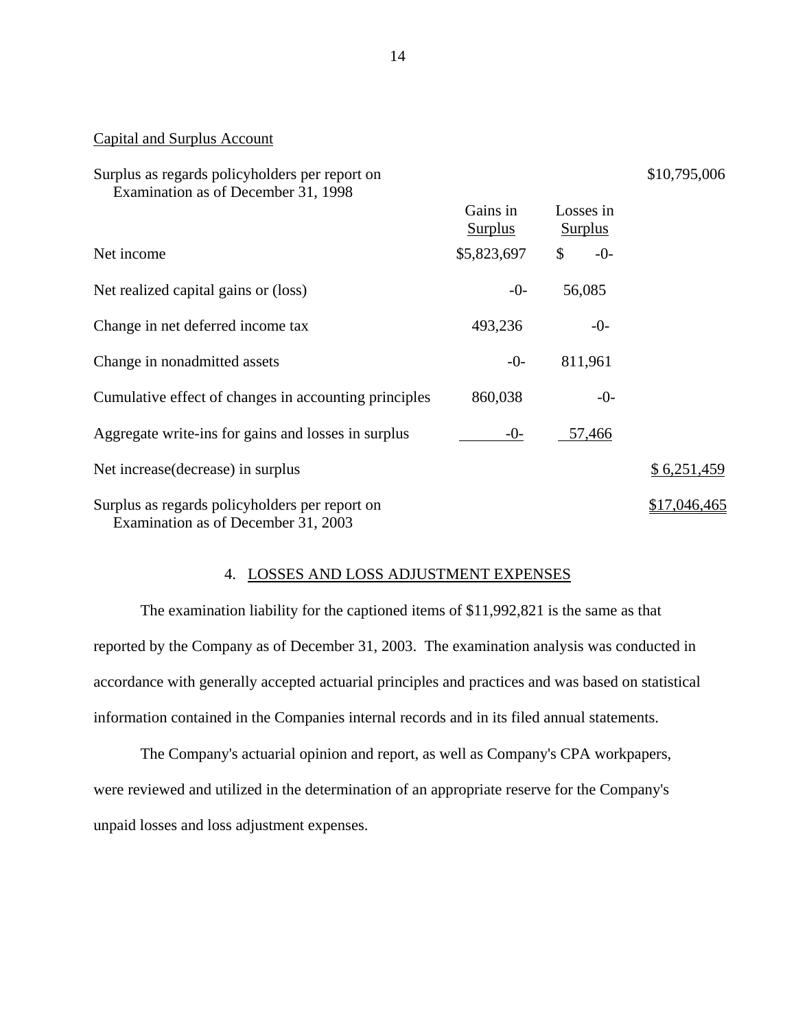Capital and Surplus Account

| | Gains in Surplus | Losses in Surplus | |
|---|---|---|---|
| Surplus as regards policyholders per report on Examination as of December 31, 1998 | | | $10,795,006 |
| Net income | $5,823,697 | $ -0- | |
| Net realized capital gains or (loss) | -0- | 56,085 | |
| Change in net deferred income tax | 493,236 | -0- | |
| Change in nonadmitted assets | -0- | 811,961 | |
| Cumulative effect of changes in accounting principles | 860,038 | -0- | |
| Aggregate write-ins for gains and losses in surplus | -0- | 57,466 | |
| Net increase(decrease) in surplus | | | $ 6,251,459 |
| Surplus as regards policyholders per report on Examination as of December 31, 2003 | | | $17,046,465 |

## 4. LOSSES AND LOSS ADJUSTMENT EXPENSES

The examination liability for the captioned items of $11,992,821 is the same as that reported by the Company as of December 31, 2003. The examination analysis was conducted in accordance with generally accepted actuarial principles and practices and was based on statistical information contained in the Companies internal records and in its filed annual statements.

The Company's actuarial opinion and report, as well as Company's CPA workpapers, were reviewed and utilized in the determination of an appropriate reserve for the Company's unpaid losses and loss adjustment expenses.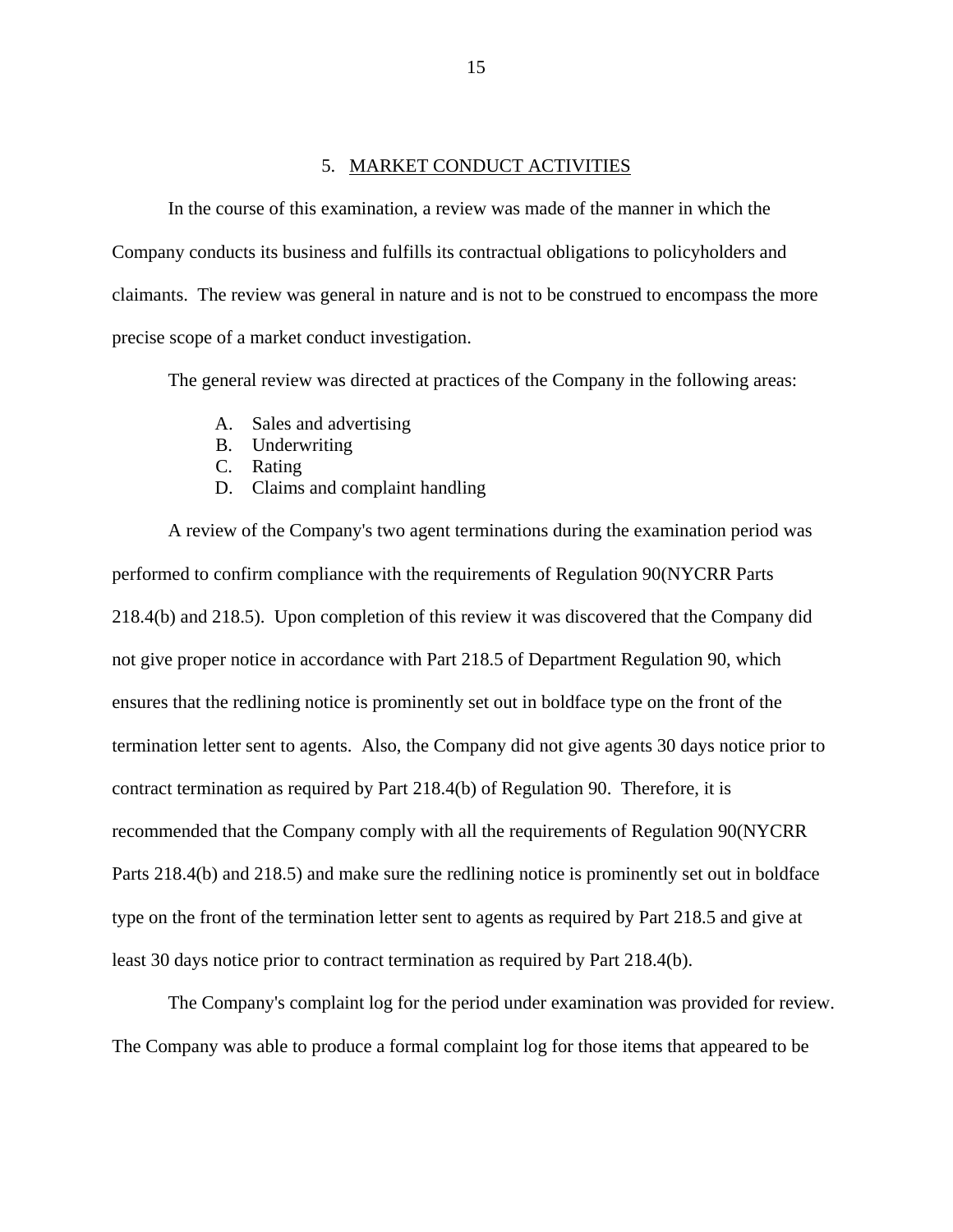## 5. MARKET CONDUCT ACTIVITIES

In the course of this examination, a review was made of the manner in which the Company conducts its business and fulfills its contractual obligations to policyholders and claimants. The review was general in nature and is not to be construed to encompass the more precise scope of a market conduct investigation.

The general review was directed at practices of the Company in the following areas:

A. Sales and advertising
B. Underwriting
C. Rating
D. Claims and complaint handling

A review of the Company's two agent terminations during the examination period was performed to confirm compliance with the requirements of Regulation 90(NYCRR Parts 218.4(b) and 218.5). Upon completion of this review it was discovered that the Company did not give proper notice in accordance with Part 218.5 of Department Regulation 90, which ensures that the redlining notice is prominently set out in boldface type on the front of the termination letter sent to agents. Also, the Company did not give agents 30 days notice prior to contract termination as required by Part 218.4(b) of Regulation 90. Therefore, it is recommended that the Company comply with all the requirements of Regulation 90(NYCRR Parts 218.4(b) and 218.5) and make sure the redlining notice is prominently set out in boldface type on the front of the termination letter sent to agents as required by Part 218.5 and give at least 30 days notice prior to contract termination as required by Part 218.4(b).

The Company's complaint log for the period under examination was provided for review. The Company was able to produce a formal complaint log for those items that appeared to be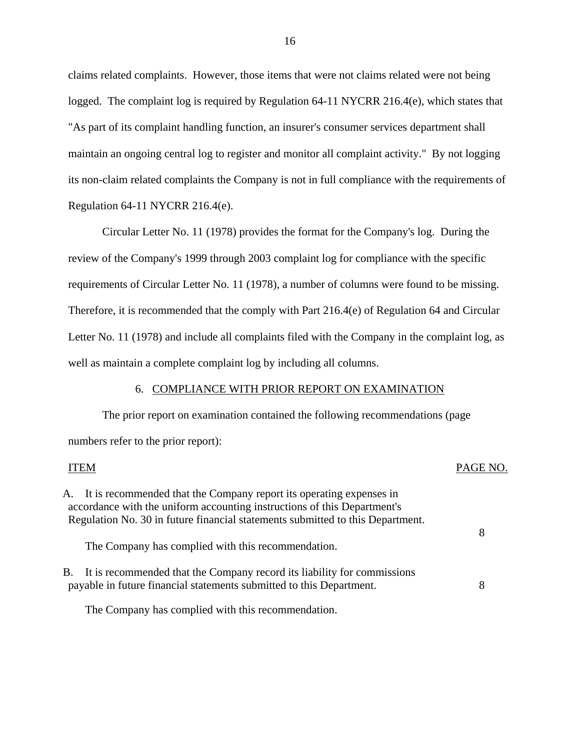claims related complaints. However, those items that were not claims related were not being logged. The complaint log is required by Regulation 64-11 NYCRR 216.4(e), which states that "As part of its complaint handling function, an insurer's consumer services department shall maintain an ongoing central log to register and monitor all complaint activity." By not logging its non-claim related complaints the Company is not in full compliance with the requirements of Regulation 64-11 NYCRR 216.4(e).

Circular Letter No. 11 (1978) provides the format for the Company's log. During the review of the Company's 1999 through 2003 complaint log for compliance with the specific requirements of Circular Letter No. 11 (1978), a number of columns were found to be missing. Therefore, it is recommended that the comply with Part 216.4(e) of Regulation 64 and Circular Letter No. 11 (1978) and include all complaints filed with the Company in the complaint log, as well as maintain a complete complaint log by including all columns.

## 6. COMPLIANCE WITH PRIOR REPORT ON EXAMINATION

The prior report on examination contained the following recommendations (page numbers refer to the prior report):

| ITEM | PAGE NO. |
|---|---|
| A. It is recommended that the Company report its operating expenses in accordance with the uniform accounting instructions of this Department's Regulation No. 30 in future financial statements submitted to this Department.<br><br>The Company has complied with this recommendation. | 8 |
| B. It is recommended that the Company record its liability for commissions payable in future financial statements submitted to this Department.<br><br>The Company has complied with this recommendation. | 8 |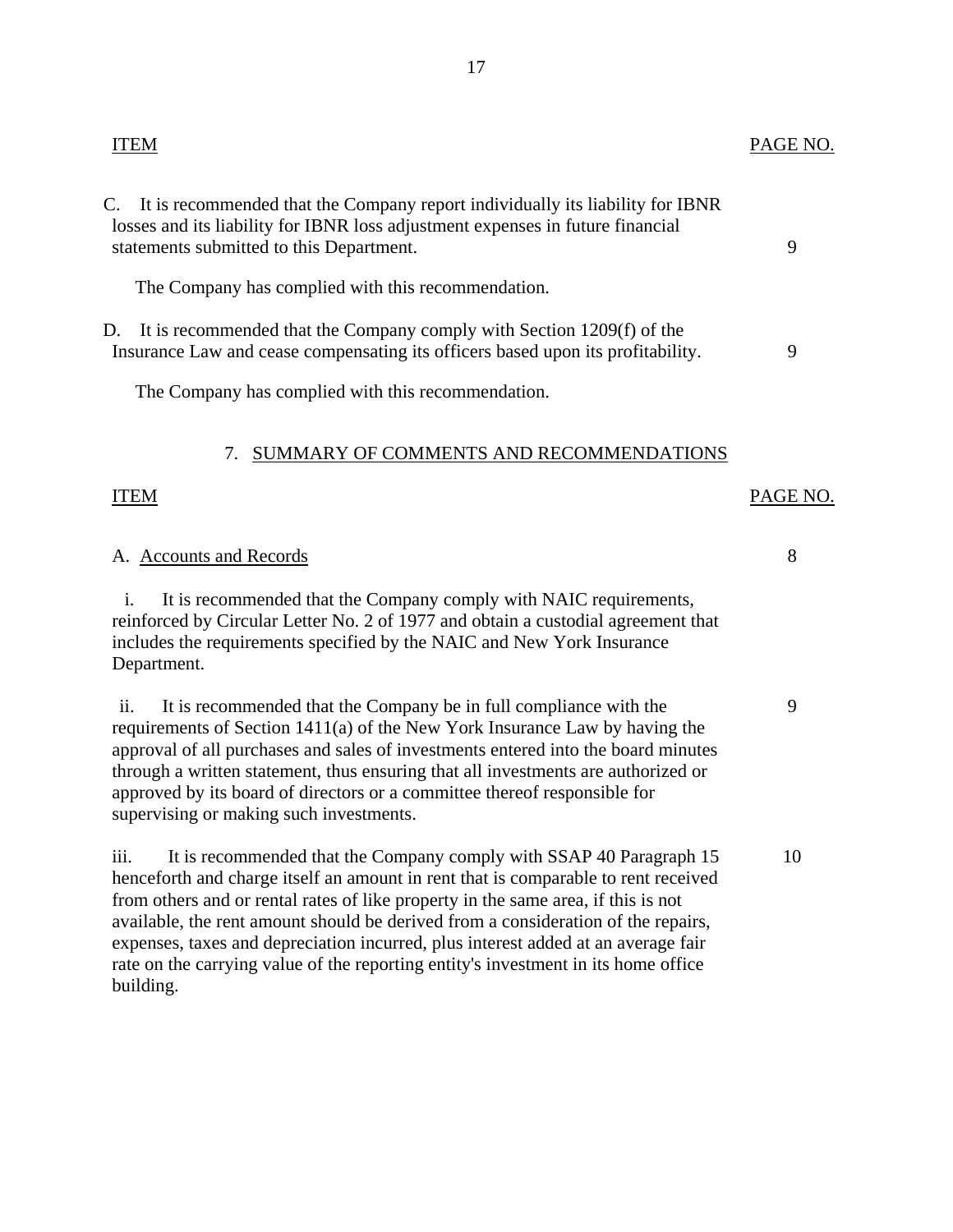| ITEM | PAGE NO. |
|---|---|
| C. It is recommended that the Company report individually its liability for IBNR losses and its liability for IBNR loss adjustment expenses in future financial statements submitted to this Department. | 9 |
| The Company has complied with this recommendation. | |
| D. It is recommended that the Company comply with Section 1209(f) of the Insurance Law and cease compensating its officers based upon its profitability. | 9 |
| The Company has complied with this recommendation. | |

## 7. SUMMARY OF COMMENTS AND RECOMMENDATIONS

| ITEM | PAGE NO. |
|---|---|
| A. Accounts and Records | 8 |
| i. It is recommended that the Company comply with NAIC requirements, reinforced by Circular Letter No. 2 of 1977 and obtain a custodial agreement that includes the requirements specified by the NAIC and New York Insurance Department. | |
| ii. It is recommended that the Company be in full compliance with the requirements of Section 1411(a) of the New York Insurance Law by having the approval of all purchases and sales of investments entered into the board minutes through a written statement, thus ensuring that all investments are authorized or approved by its board of directors or a committee thereof responsible for supervising or making such investments. | 9 |
| iii. It is recommended that the Company comply with SSAP 40 Paragraph 15 henceforth and charge itself an amount in rent that is comparable to rent received from others and or rental rates of like property in the same area, if this is not available, the rent amount should be derived from a consideration of the repairs, expenses, taxes and depreciation incurred, plus interest added at an average fair rate on the carrying value of the reporting entity's investment in its home office building. | 10 |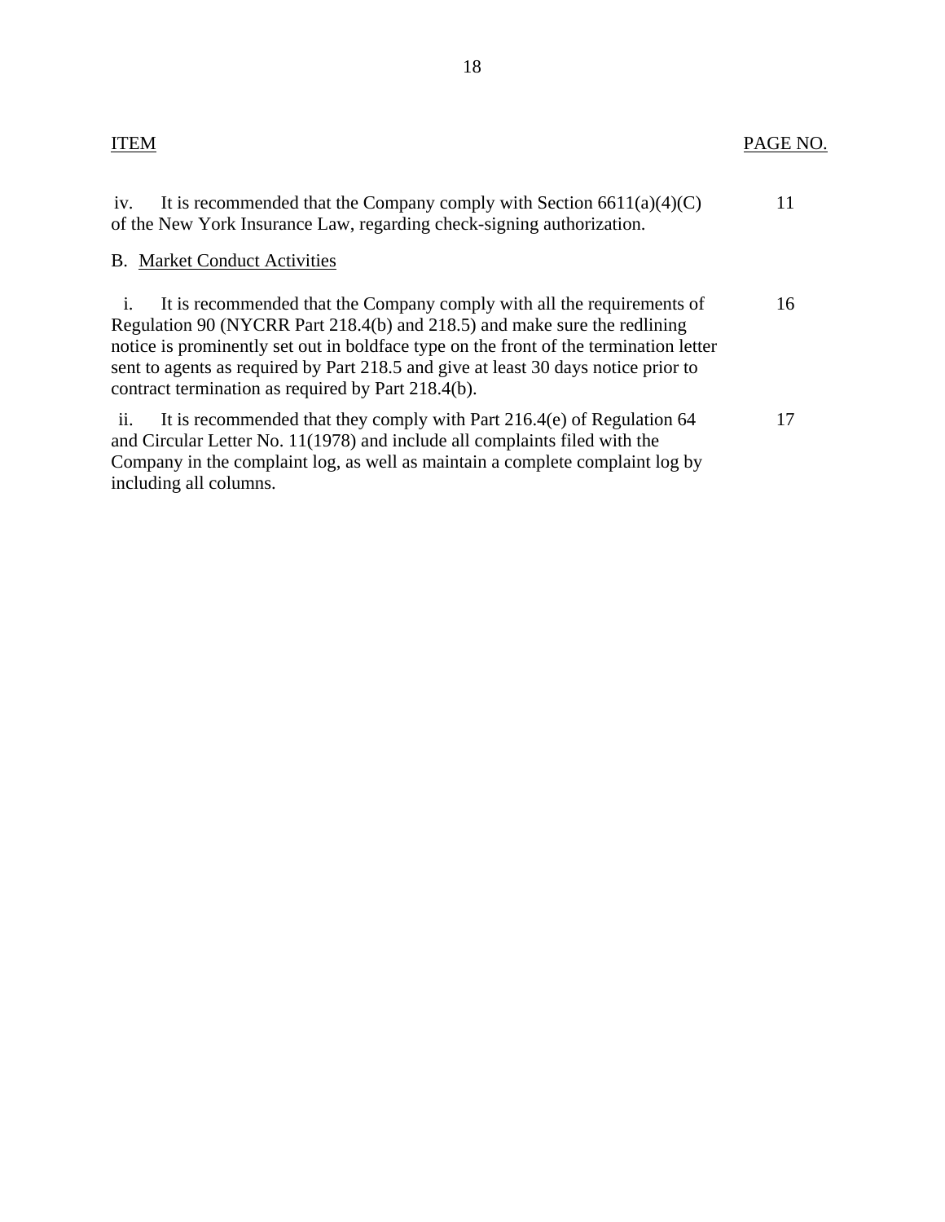| ITEM | PAGE NO. |
|---|---|
| iv. It is recommended that the Company comply with Section 6611(a)(4)(C) of the New York Insurance Law, regarding check-signing authorization. | 11 |
| B. Market Conduct Activities | |
| i. It is recommended that the Company comply with all the requirements of Regulation 90 (NYCRR Part 218.4(b) and 218.5) and make sure the redlining notice is prominently set out in boldface type on the front of the termination letter sent to agents as required by Part 218.5 and give at least 30 days notice prior to contract termination as required by Part 218.4(b). | 16 |
| ii. It is recommended that they comply with Part 216.4(e) of Regulation 64 and Circular Letter No. 11(1978) and include all complaints filed with the Company in the complaint log, as well as maintain a complete complaint log by including all columns. | 17 |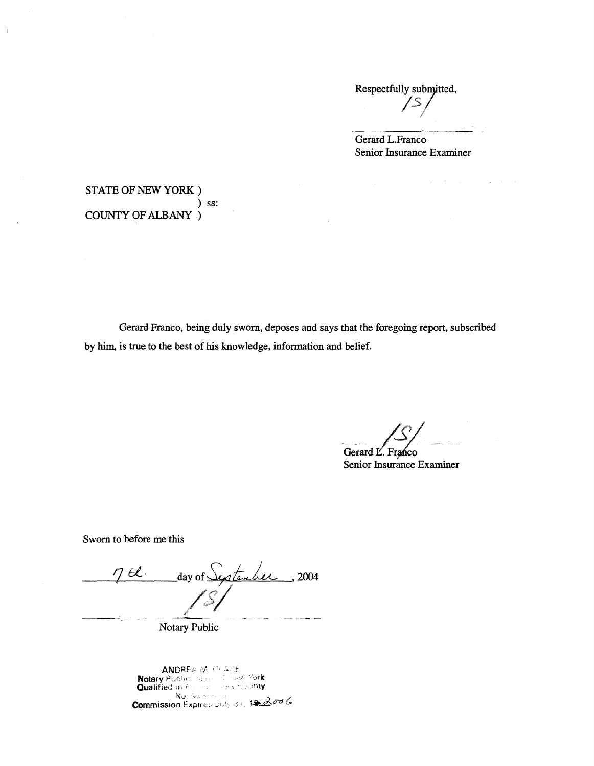Respectfully submitted,

/S/

Gerard L.Franco
Senior Insurance Examiner

STATE OF NEW YORK )
) ss:
COUNTY OF ALBANY )

Gerard Franco, being duly sworn, deposes and says that the foregoing report, subscribed by him, is true to the best of his knowledge, information and belief.

/S/

Gerard L. Franco
Senior Insurance Examiner

Sworn to before me this

7th day of September, 2004

/S/

Notary Public

ANDREA M. CLARE
Notary Public State of New York
Qualified in ... County
No. ...
Commission Expires July 31, 2006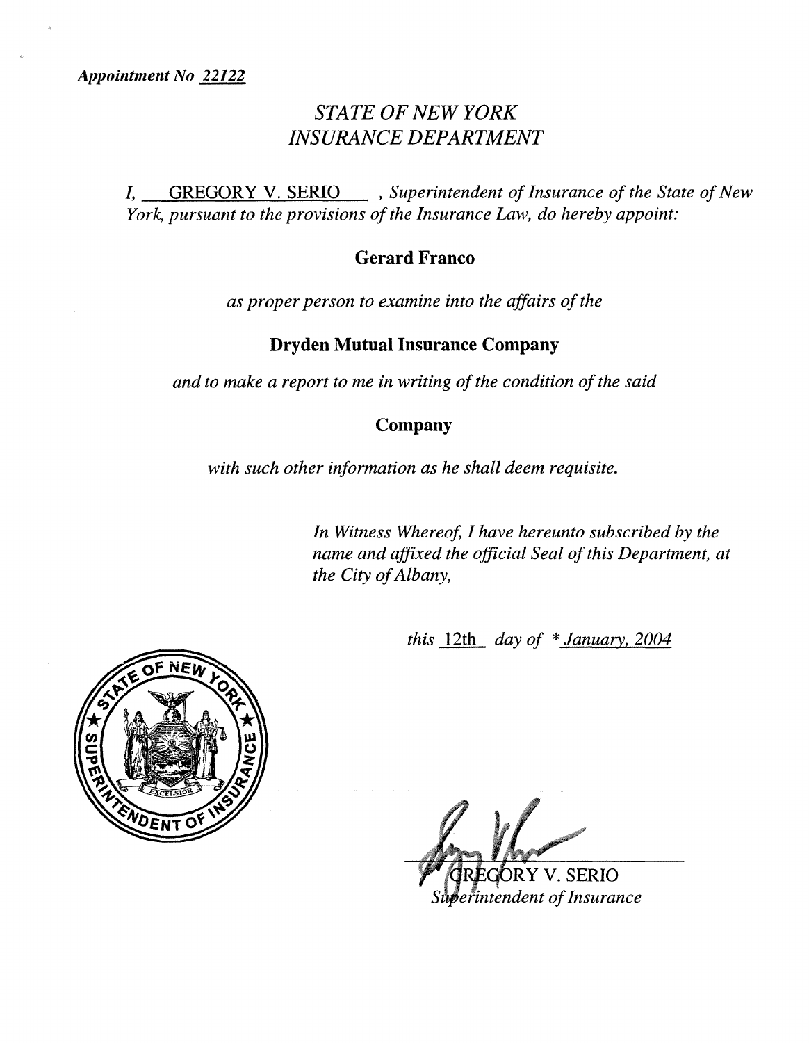*Appointment No 22122*

# *STATE OF NEW YORK*
# *INSURANCE DEPARTMENT*

*I,* GREGORY V. SERIO *, Superintendent of Insurance of the State of New York, pursuant to the provisions of the Insurance Law, do hereby appoint:*

**Gerard Franco**

*as proper person to examine into the affairs of the*

**Dryden Mutual Insurance Company**

*and to make a report to me in writing of the condition of the said*

**Company**

*with such other information as he shall deem requisite.*

*In Witness Whereof, I have hereunto subscribed by the name and affixed the official Seal of this Department, at the City of Albany,*

*this* 12th *day of \*January, 2004*

STATE OF NEW YORK SUPERINTENDENT OF INSURANCE
EXCELSIOR

GREGORY V. SERIO
*Superintendent of Insurance*